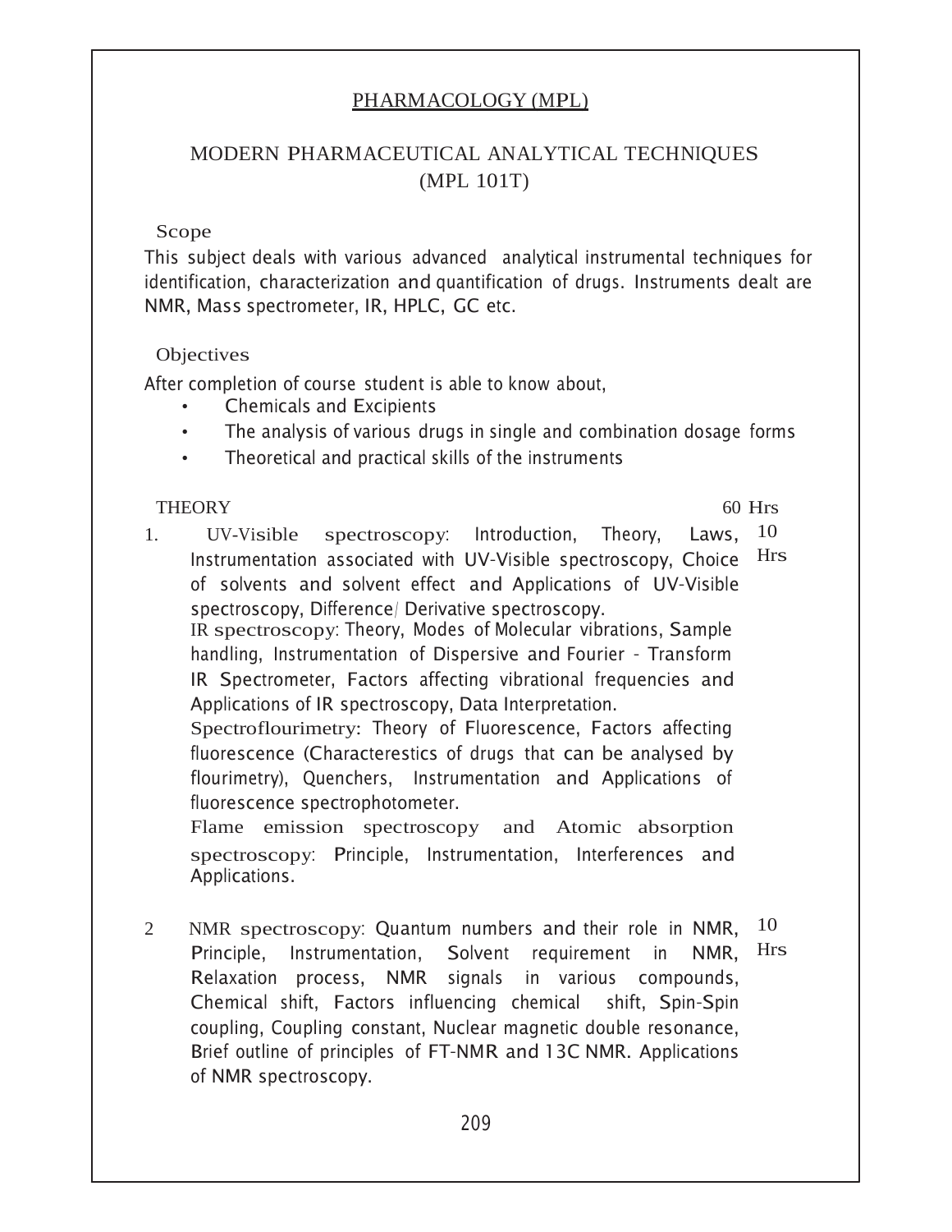# PHARMACOLOGY (MPL)

## MODERN PHARMACEUTICAL ANALYTICAL TECHNIQUES (MPL 101T)

### Scope

This subject deals with various advanced analytical instrumental techniques for identification, characterization and quantification of drugs. Instruments dealt are NMR, Mass spectrometer, IR, HPLC, GC etc.

### Objectives

After completion of course student is able to know about,

- Chemicals and Excipients
- The analysis of various drugs in single and combination dosage forms
- Theoretical and practical skills of the instruments

### THEORY — 60 Hrs

1. **UV-Visible spectroscopy**: Introduction, Theory, Laws, Instrumentation associated with UV-Visible spectroscopy, Choice of solvents and solvent effect and Applications of UV-Visible spectroscopy, Difference/ Derivative spectroscopy. — 10 Hrs

   **IR spectroscopy**: Theory, Modes of Molecular vibrations, Sample handling, Instrumentation of Dispersive and Fourier - Transform IR Spectrometer, Factors affecting vibrational frequencies and Applications of IR spectroscopy, Data Interpretation.

   **Spectroflourimetry**: Theory of Fluorescence, Factors affecting fluorescence (Characterestics of drugs that can be analysed by flourimetry), Quenchers, Instrumentation and Applications of fluorescence spectrophotometer.

   **Flame emission spectroscopy and Atomic absorption spectroscopy**: Principle, Instrumentation, Interferences and Applications.

2. **NMR spectroscopy**: Quantum numbers and their role in NMR, Principle, Instrumentation, Solvent requirement in NMR, Relaxation process, NMR signals in various compounds, Chemical shift, Factors influencing chemical shift, Spin-Spin coupling, Coupling constant, Nuclear magnetic double resonance, Brief outline of principles of FT-NMR and 13C NMR. Applications of NMR spectroscopy. — 10 Hrs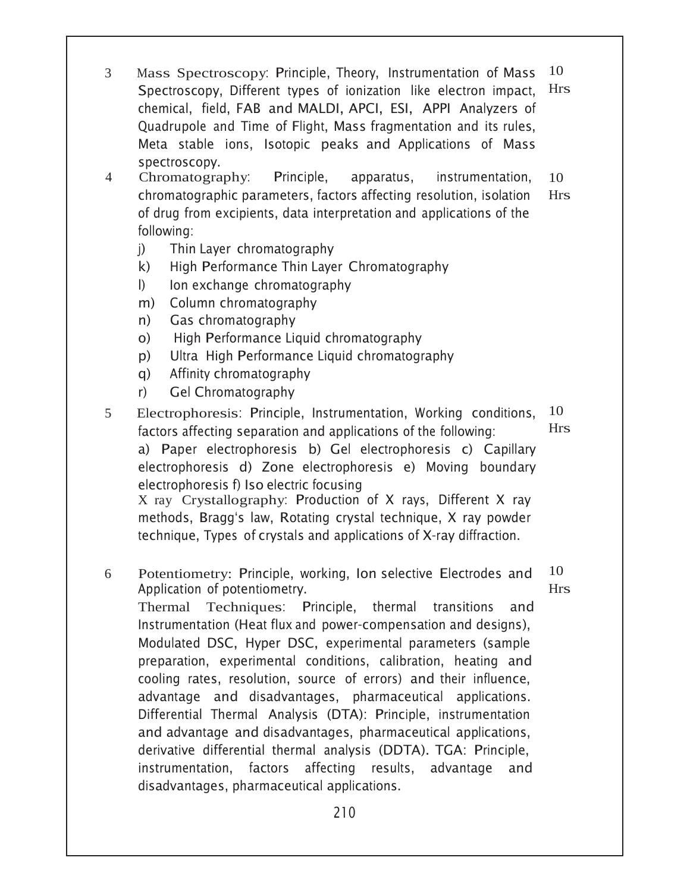| | | |
|---|---|---|
| 3 | Mass Spectroscopy: Principle, Theory, Instrumentation of Mass Spectroscopy, Different types of ionization like electron impact, chemical, field, FAB and MALDI, APCI, ESI, APPI Analyzers of Quadrupole and Time of Flight, Mass fragmentation and its rules, Meta stable ions, Isotopic peaks and Applications of Mass spectroscopy. | 10 Hrs |
| 4 | Chromatography: Principle, apparatus, instrumentation, chromatographic parameters, factors affecting resolution, isolation of drug from excipients, data interpretation and applications of the following:<br>j) Thin Layer chromatography<br>k) High Performance Thin Layer Chromatography<br>l) Ion exchange chromatography<br>m) Column chromatography<br>n) Gas chromatography<br>o) High Performance Liquid chromatography<br>p) Ultra High Performance Liquid chromatography<br>q) Affinity chromatography<br>r) Gel Chromatography | 10 Hrs |
| 5 | Electrophoresis: Principle, Instrumentation, Working conditions, factors affecting separation and applications of the following:<br>a) Paper electrophoresis b) Gel electrophoresis c) Capillary electrophoresis d) Zone electrophoresis e) Moving boundary electrophoresis f) Iso electric focusing<br>X ray Crystallography: Production of X rays, Different X ray methods, Bragg's law, Rotating crystal technique, X ray powder technique, Types of crystals and applications of X-ray diffraction. | 10 Hrs |
| 6 | Potentiometry: Principle, working, Ion selective Electrodes and Application of potentiometry.<br>Thermal Techniques: Principle, thermal transitions and Instrumentation (Heat flux and power-compensation and designs), Modulated DSC, Hyper DSC, experimental parameters (sample preparation, experimental conditions, calibration, heating and cooling rates, resolution, source of errors) and their influence, advantage and disadvantages, pharmaceutical applications. Differential Thermal Analysis (DTA): Principle, instrumentation and advantage and disadvantages, pharmaceutical applications, derivative differential thermal analysis (DDTA). TGA: Principle, instrumentation, factors affecting results, advantage and disadvantages, pharmaceutical applications. | 10 Hrs |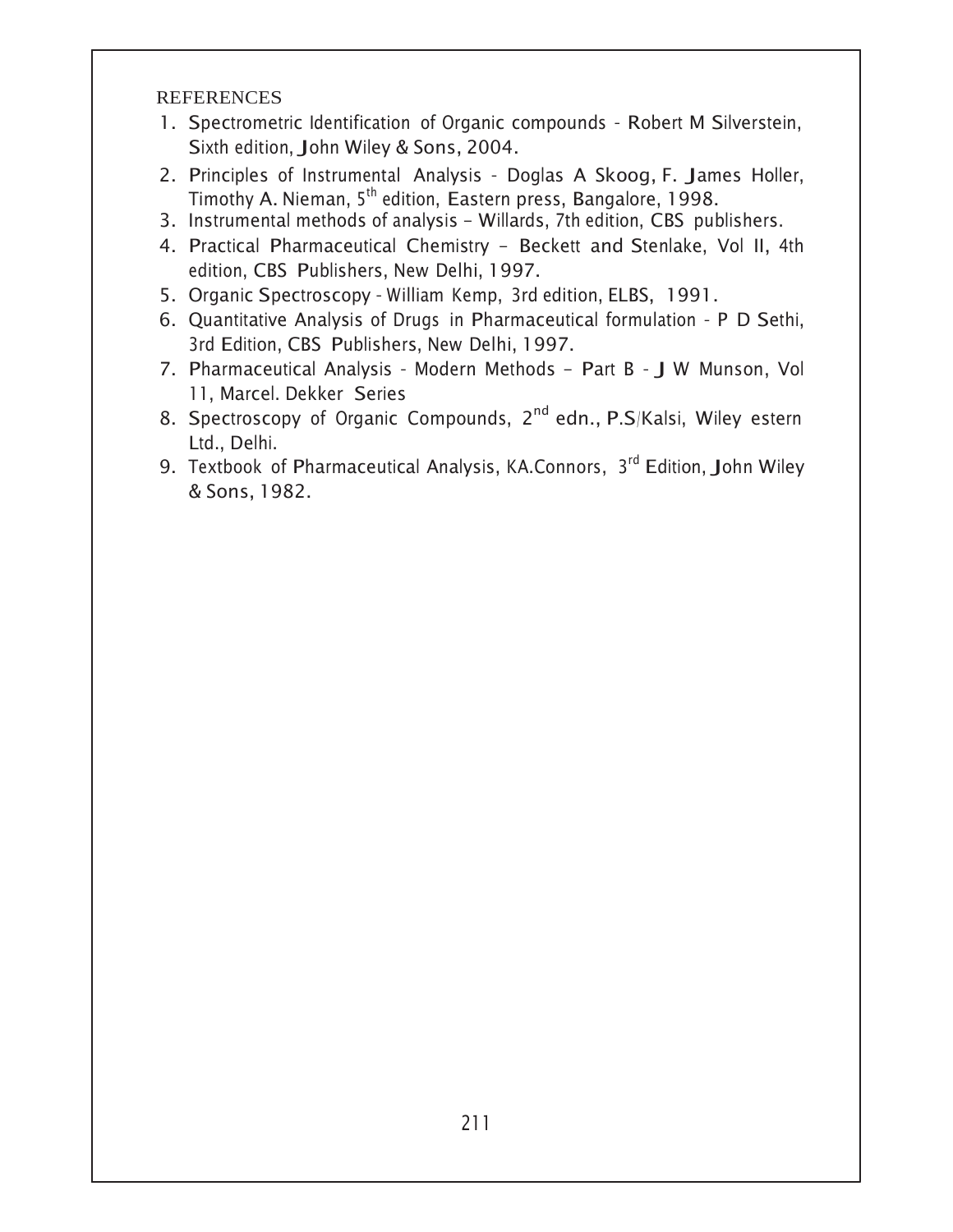REFERENCES

1. Spectrometric Identification of Organic compounds - Robert M Silverstein, Sixth edition, John Wiley & Sons, 2004.
2. Principles of Instrumental Analysis - Doglas A Skoog, F. James Holler, Timothy A. Nieman, 5th edition, Eastern press, Bangalore, 1998.
3. Instrumental methods of analysis – Willards, 7th edition, CBS publishers.
4. Practical Pharmaceutical Chemistry – Beckett and Stenlake, Vol II, 4th edition, CBS Publishers, New Delhi, 1997.
5. Organic Spectroscopy - William Kemp, 3rd edition, ELBS, 1991.
6. Quantitative Analysis of Drugs in Pharmaceutical formulation - P D Sethi, 3rd Edition, CBS Publishers, New Delhi, 1997.
7. Pharmaceutical Analysis - Modern Methods – Part B - J W Munson, Vol 11, Marcel. Dekker Series
8. Spectroscopy of Organic Compounds, 2nd edn., P.S/Kalsi, Wiley estern Ltd., Delhi.
9. Textbook of Pharmaceutical Analysis, KA.Connors, 3rd Edition, John Wiley & Sons, 1982.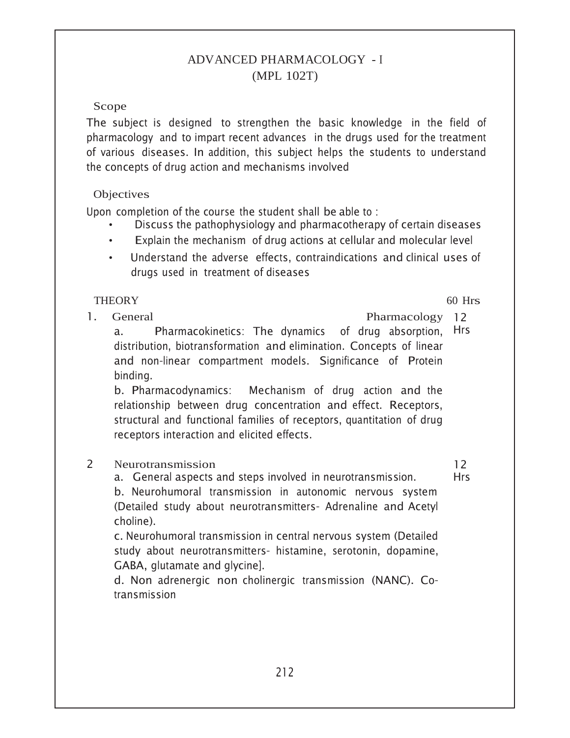# ADVANCED PHARMACOLOGY - I
## (MPL 102T)

### Scope

The subject is designed to strengthen the basic knowledge in the field of pharmacology and to impart recent advances in the drugs used for the treatment of various diseases. In addition, this subject helps the students to understand the concepts of drug action and mechanisms involved

### Objectives

Upon completion of the course the student shall be able to :

- Discuss the pathophysiology and pharmacotherapy of certain diseases
- Explain the mechanism of drug actions at cellular and molecular level
- Understand the adverse effects, contraindications and clinical uses of drugs used in treatment of diseases

### THEORY — 60 Hrs

**1. General Pharmacology** — 12 Hrs

a. Pharmacokinetics: The dynamics of drug absorption, distribution, biotransformation and elimination. Concepts of linear and non-linear compartment models. Significance of Protein binding.

b. Pharmacodynamics: Mechanism of drug action and the relationship between drug concentration and effect. Receptors, structural and functional families of receptors, quantitation of drug receptors interaction and elicited effects.

**2 Neurotransmission** — 12 Hrs

a. General aspects and steps involved in neurotransmission.

b. Neurohumoral transmission in autonomic nervous system (Detailed study about neurotransmitters- Adrenaline and Acetyl choline).

c. Neurohumoral transmission in central nervous system (Detailed study about neurotransmitters- histamine, serotonin, dopamine, GABA, glutamate and glycine].

d. Non adrenergic non cholinergic transmission (NANC). Co-transmission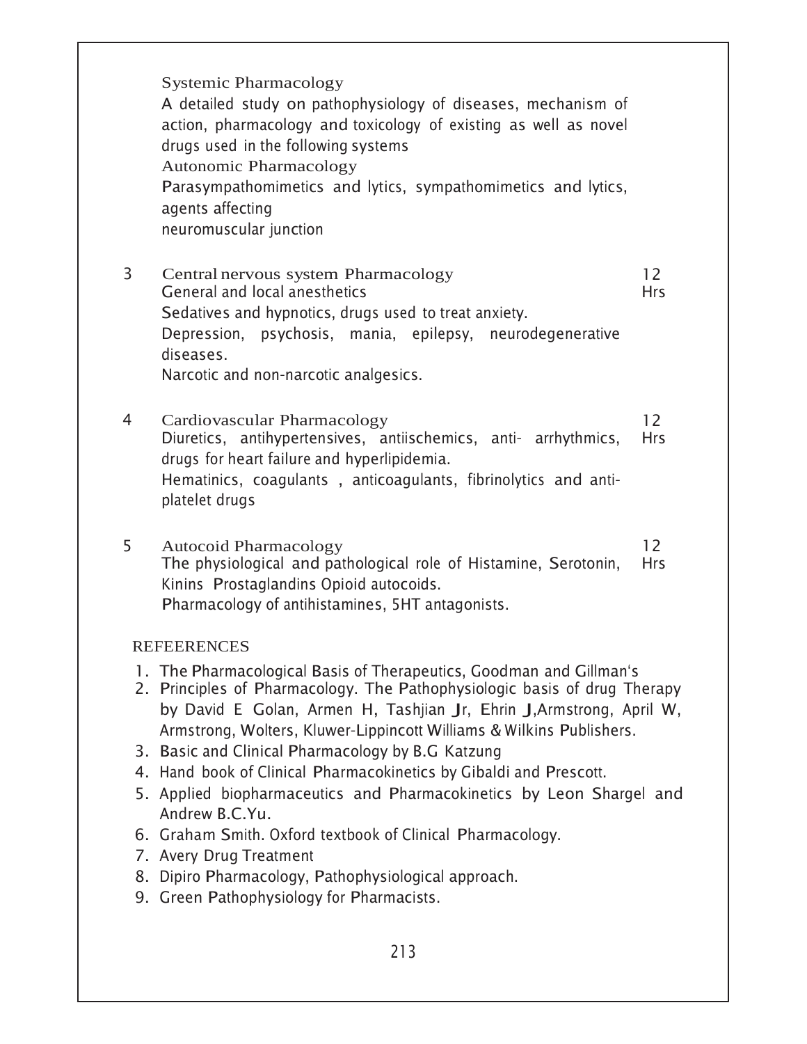Systemic Pharmacology

A detailed study on pathophysiology of diseases, mechanism of action, pharmacology and toxicology of existing as well as novel drugs used in the following systems

Autonomic Pharmacology

Parasympathomimetics and lytics, sympathomimetics and lytics, agents affecting neuromuscular junction

| | | |
|---|---|---|
| 3 | Central nervous system Pharmacology<br>General and local anesthetics<br>Sedatives and hypnotics, drugs used to treat anxiety.<br>Depression, psychosis, mania, epilepsy, neurodegenerative diseases.<br>Narcotic and non-narcotic analgesics. | 12 Hrs |
| 4 | Cardiovascular Pharmacology<br>Diuretics, antihypertensives, antiischemics, anti- arrhythmics, drugs for heart failure and hyperlipidemia.<br>Hematinics, coagulants , anticoagulants, fibrinolytics and anti-platelet drugs | 12 Hrs |
| 5 | Autocoid Pharmacology<br>The physiological and pathological role of Histamine, Serotonin, Kinins Prostaglandins Opioid autocoids.<br>Pharmacology of antihistamines, 5HT antagonists. | 12 Hrs |

REFEERENCES

1. The Pharmacological Basis of Therapeutics, Goodman and Gillman's
2. Principles of Pharmacology. The Pathophysiologic basis of drug Therapy by David E Golan, Armen H, Tashjian Jr, Ehrin J,Armstrong, April W, Armstrong, Wolters, Kluwer-Lippincott Williams & Wilkins Publishers.
3. Basic and Clinical Pharmacology by B.G Katzung
4. Hand book of Clinical Pharmacokinetics by Gibaldi and Prescott.
5. Applied biopharmaceutics and Pharmacokinetics by Leon Shargel and Andrew B.C.Yu.
6. Graham Smith. Oxford textbook of Clinical Pharmacology.
7. Avery Drug Treatment
8. Dipiro Pharmacology, Pathophysiological approach.
9. Green Pathophysiology for Pharmacists.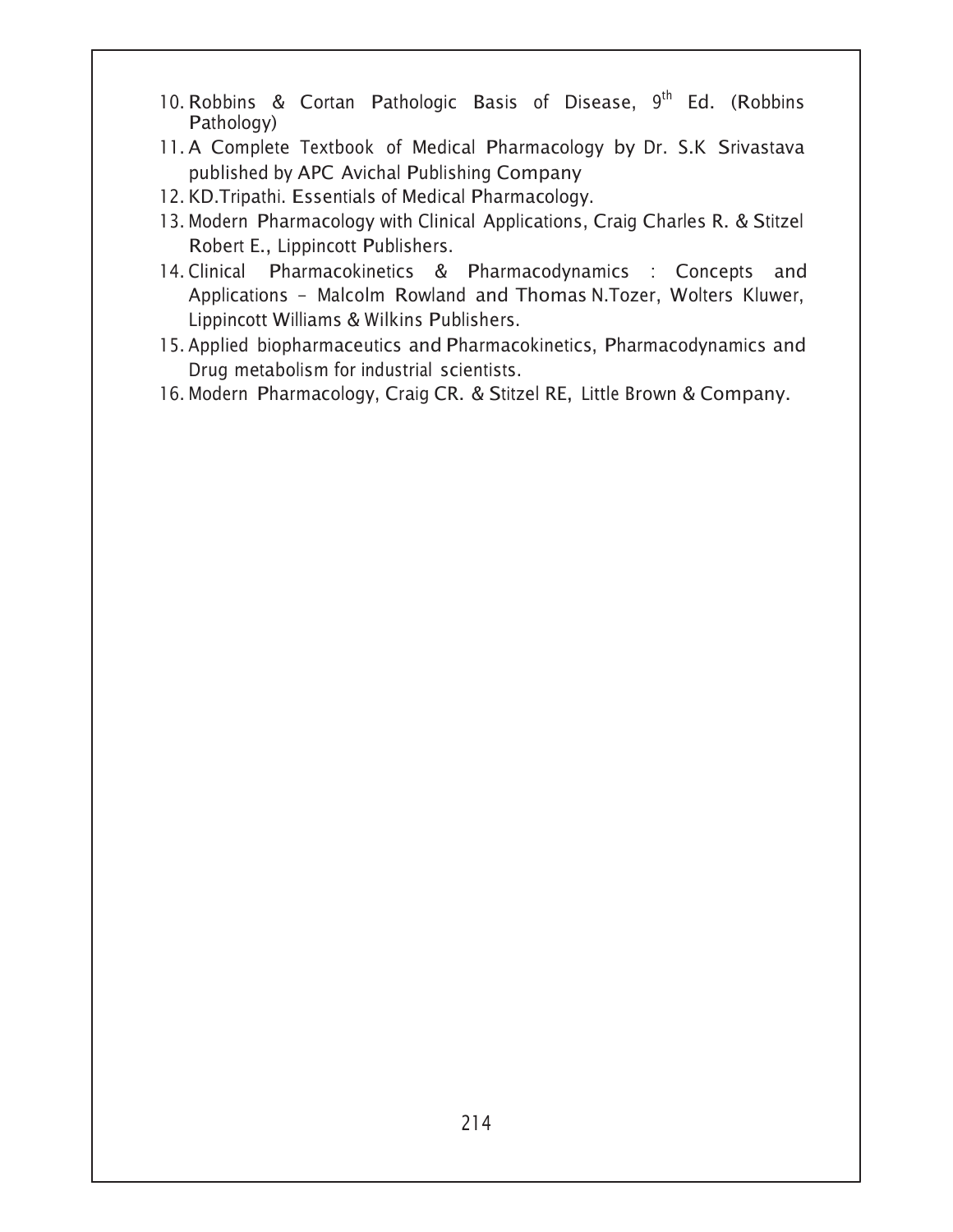10. Robbins & Cortan Pathologic Basis of Disease, 9th Ed. (Robbins Pathology)
11. A Complete Textbook of Medical Pharmacology by Dr. S.K Srivastava published by APC Avichal Publishing Company
12. KD.Tripathi. Essentials of Medical Pharmacology.
13. Modern Pharmacology with Clinical Applications, Craig Charles R. & Stitzel Robert E., Lippincott Publishers.
14. Clinical Pharmacokinetics & Pharmacodynamics : Concepts and Applications - Malcolm Rowland and Thomas N.Tozer, Wolters Kluwer, Lippincott Williams & Wilkins Publishers.
15. Applied biopharmaceutics and Pharmacokinetics, Pharmacodynamics and Drug metabolism for industrial scientists.
16. Modern Pharmacology, Craig CR. & Stitzel RE, Little Brown & Company.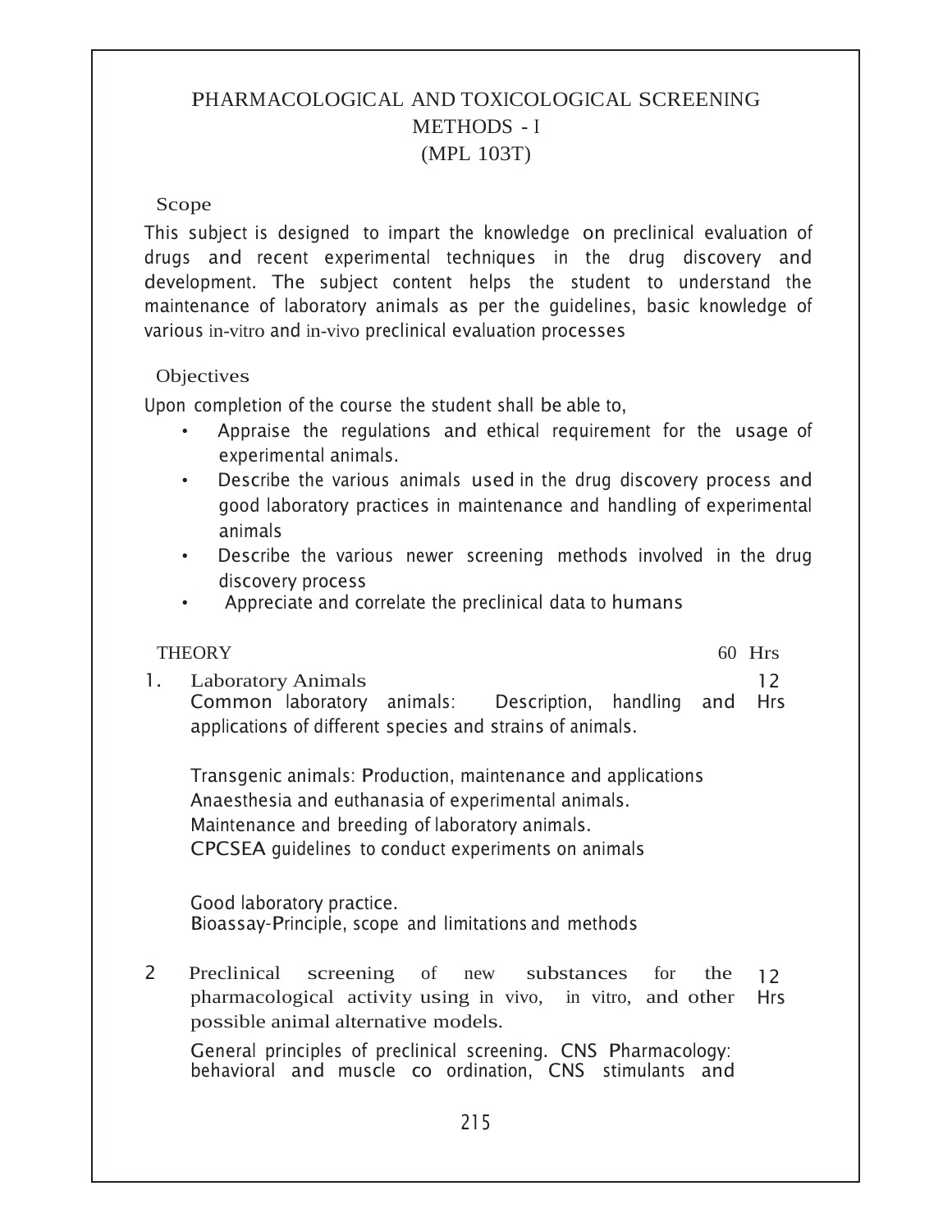# PHARMACOLOGICAL AND TOXICOLOGICAL SCREENING METHODS - I
## (MPL 103T)

### Scope

This subject is designed to impart the knowledge on preclinical evaluation of drugs and recent experimental techniques in the drug discovery and development. The subject content helps the student to understand the maintenance of laboratory animals as per the guidelines, basic knowledge of various in-vitro and in-vivo preclinical evaluation processes

### Objectives

Upon completion of the course the student shall be able to,

- Appraise the regulations and ethical requirement for the usage of experimental animals.
- Describe the various animals used in the drug discovery process and good laboratory practices in maintenance and handling of experimental animals
- Describe the various newer screening methods involved in the drug discovery process
- Appreciate and correlate the preclinical data to humans

| THEORY | | 60 Hrs |
|---|---|---|
| 1. | Laboratory Animals<br>Common laboratory animals: Description, handling and applications of different species and strains of animals.<br><br>Transgenic animals: Production, maintenance and applications<br>Anaesthesia and euthanasia of experimental animals.<br>Maintenance and breeding of laboratory animals.<br>CPCSEA guidelines to conduct experiments on animals<br><br>Good laboratory practice.<br>Bioassay-Principle, scope and limitations and methods | 12 Hrs |
| 2 | Preclinical screening of new substances for the pharmacological activity using in vivo, in vitro, and other possible animal alternative models.<br><br>General principles of preclinical screening. CNS Pharmacology: behavioral and muscle co ordination, CNS stimulants and | 12 Hrs |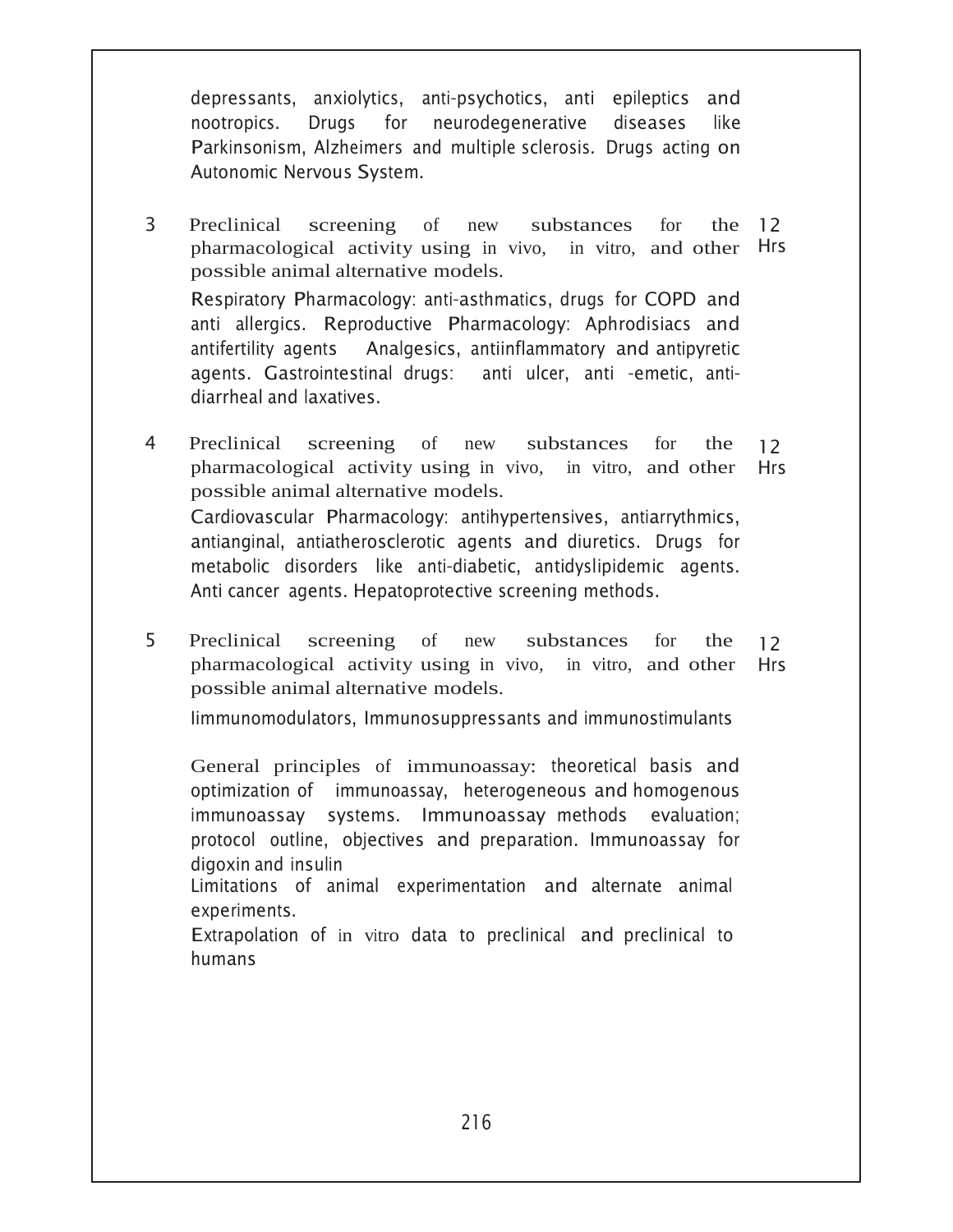depressants, anxiolytics, anti-psychotics, anti epileptics and nootropics. Drugs for neurodegenerative diseases like Parkinsonism, Alzheimers and multiple sclerosis. Drugs acting on Autonomic Nervous System.

| | | |
|---|---|---|
| 3 | Preclinical screening of new substances for the pharmacological activity using *in vivo*, *in vitro*, and other possible animal alternative models.<br><br>Respiratory Pharmacology: anti-asthmatics, drugs for COPD and anti allergics. Reproductive Pharmacology: Aphrodisiacs and antifertility agents Analgesics, antiinflammatory and antipyretic agents. Gastrointestinal drugs: anti ulcer, anti -emetic, anti-diarrheal and laxatives. | 12 Hrs |
| 4 | Preclinical screening of new substances for the pharmacological activity using *in vivo*, *in vitro*, and other possible animal alternative models.<br><br>Cardiovascular Pharmacology: antihypertensives, antiarrythmics, antianginal, antiatherosclerotic agents and diuretics. Drugs for metabolic disorders like anti-diabetic, antidyslipidemic agents. Anti cancer agents. Hepatoprotective screening methods. | 12 Hrs |
| 5 | Preclinical screening of new substances for the pharmacological activity using *in vivo*, *in vitro*, and other possible animal alternative models.<br><br>Iimmunomodulators, Immunosuppressants and immunostimulants<br><br>General principles of immunoassay: theoretical basis and optimization of immunoassay, heterogeneous and homogenous immunoassay systems. Immunoassay methods evaluation; protocol outline, objectives and preparation. Immunoassay for digoxin and insulin<br>Limitations of animal experimentation and alternate animal experiments.<br>Extrapolation of *in vitro* data to preclinical and preclinical to humans | 12 Hrs |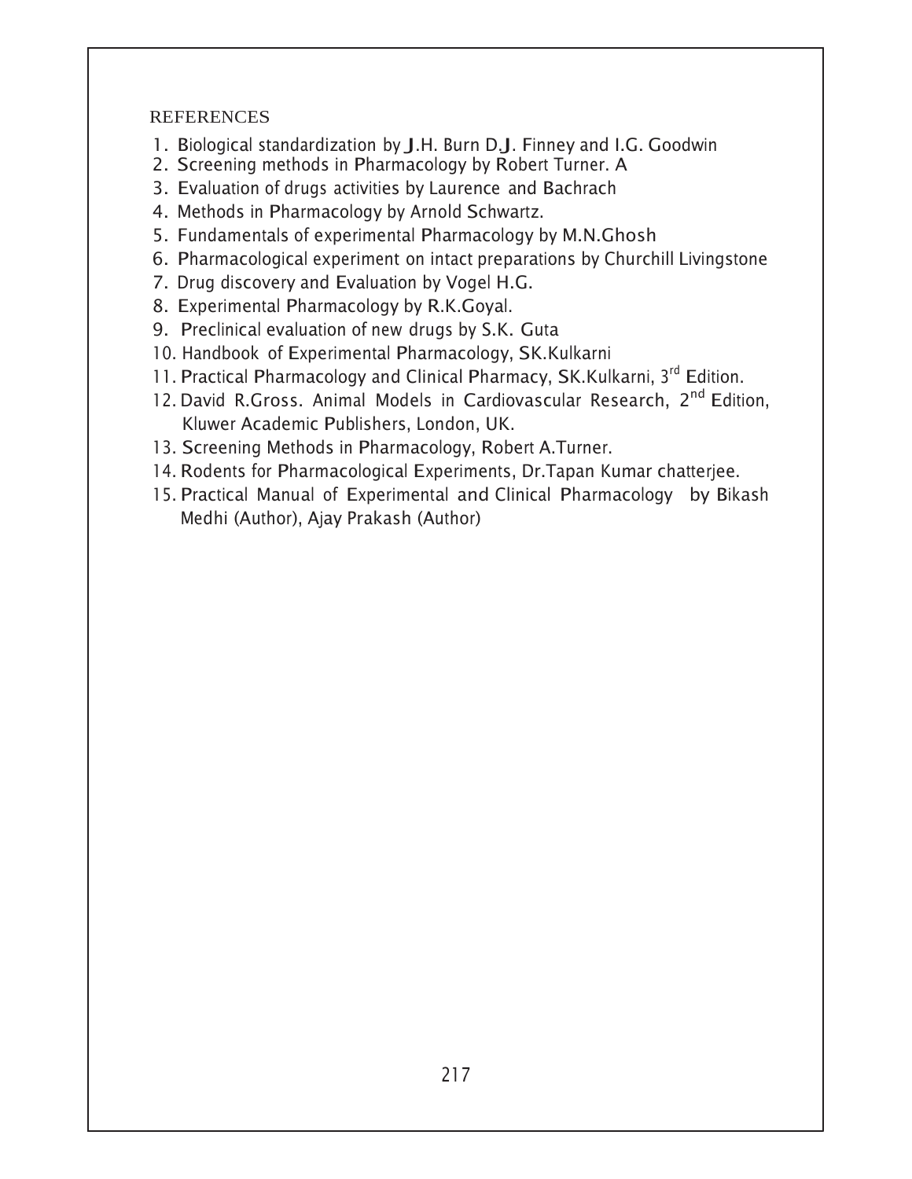REFERENCES

1. Biological standardization by J.H. Burn D.J. Finney and I.G. Goodwin
2. Screening methods in Pharmacology by Robert Turner. A
3. Evaluation of drugs activities by Laurence and Bachrach
4. Methods in Pharmacology by Arnold Schwartz.
5. Fundamentals of experimental Pharmacology by M.N.Ghosh
6. Pharmacological experiment on intact preparations by Churchill Livingstone
7. Drug discovery and Evaluation by Vogel H.G.
8. Experimental Pharmacology by R.K.Goyal.
9. Preclinical evaluation of new drugs by S.K. Guta
10. Handbook of Experimental Pharmacology, SK.Kulkarni
11. Practical Pharmacology and Clinical Pharmacy, SK.Kulkarni, 3rd Edition.
12. David R.Gross. Animal Models in Cardiovascular Research, 2nd Edition, Kluwer Academic Publishers, London, UK.
13. Screening Methods in Pharmacology, Robert A.Turner.
14. Rodents for Pharmacological Experiments, Dr.Tapan Kumar chatterjee.
15. Practical Manual of Experimental and Clinical Pharmacology by Bikash Medhi (Author), Ajay Prakash (Author)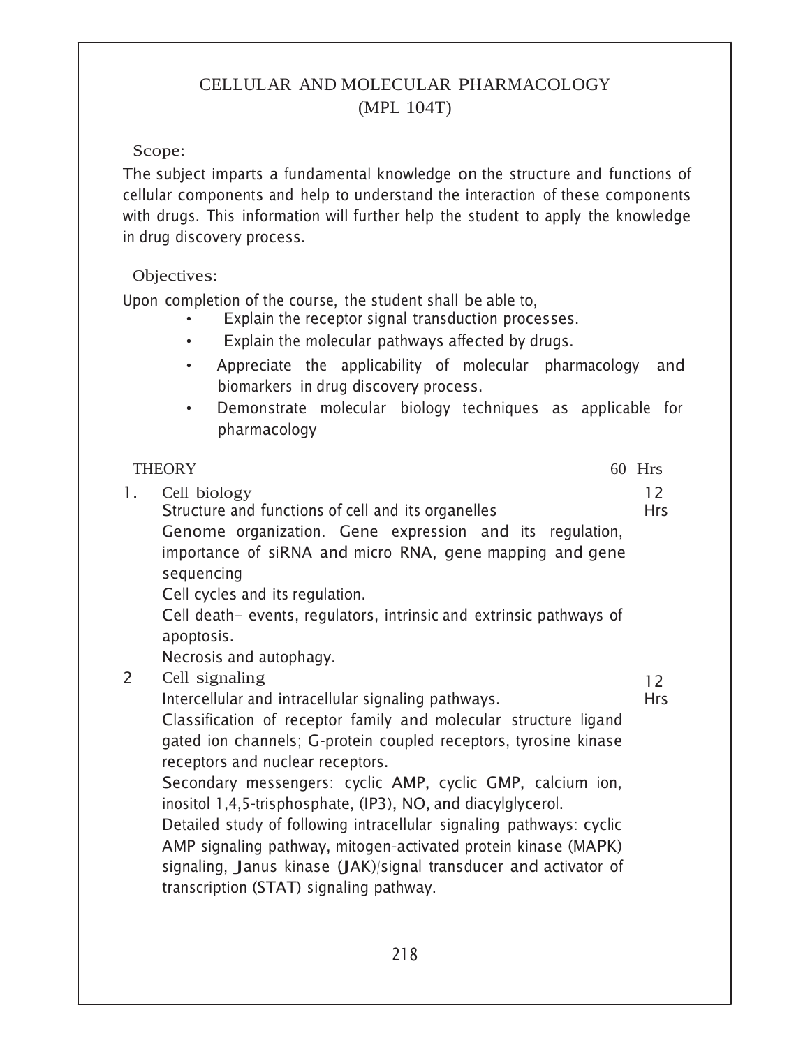# CELLULAR AND MOLECULAR PHARMACOLOGY
## (MPL 104T)

**Scope:**

The subject imparts a fundamental knowledge on the structure and functions of cellular components and help to understand the interaction of these components with drugs. This information will further help the student to apply the knowledge in drug discovery process.

**Objectives:**

Upon completion of the course, the student shall be able to,

- Explain the receptor signal transduction processes.
- Explain the molecular pathways affected by drugs.
- Appreciate the applicability of molecular pharmacology and biomarkers in drug discovery process.
- Demonstrate molecular biology techniques as applicable for pharmacology

| THEORY | | 60 Hrs |
|---|---|---|
| 1. | **Cell biology**<br>Structure and functions of cell and its organelles<br>Genome organization. Gene expression and its regulation, importance of siRNA and micro RNA, gene mapping and gene sequencing<br>Cell cycles and its regulation.<br>Cell death– events, regulators, intrinsic and extrinsic pathways of apoptosis.<br>Necrosis and autophagy. | 12 Hrs |
| 2 | **Cell signaling**<br>Intercellular and intracellular signaling pathways.<br>Classification of receptor family and molecular structure ligand gated ion channels; G-protein coupled receptors, tyrosine kinase receptors and nuclear receptors.<br>Secondary messengers: cyclic AMP, cyclic GMP, calcium ion, inositol 1,4,5-trisphosphate, (IP3), NO, and diacylglycerol.<br>Detailed study of following intracellular signaling pathways: cyclic AMP signaling pathway, mitogen-activated protein kinase (MAPK) signaling, Janus kinase (JAK)/signal transducer and activator of transcription (STAT) signaling pathway. | 12 Hrs |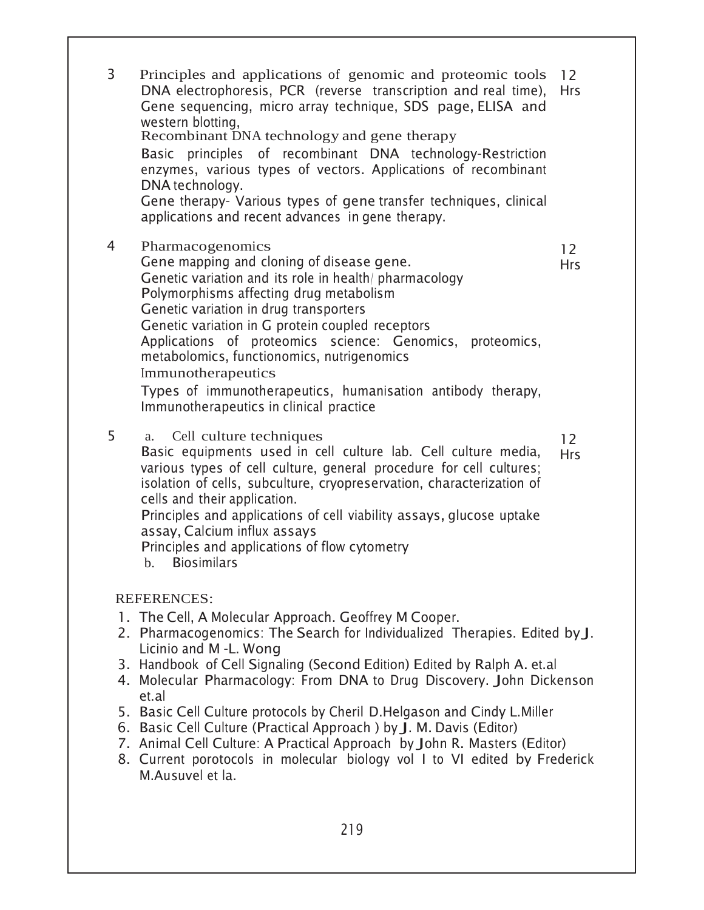| | | |
|---|---|---|
| 3 | Principles and applications of genomic and proteomic tools DNA electrophoresis, PCR (reverse transcription and real time), Gene sequencing, micro array technique, SDS page, ELISA and western blotting,<br>Recombinant DNA technology and gene therapy<br>Basic principles of recombinant DNA technology-Restriction enzymes, various types of vectors. Applications of recombinant DNA technology.<br>Gene therapy- Various types of gene transfer techniques, clinical applications and recent advances in gene therapy. | 12 Hrs |
| 4 | Pharmacogenomics<br>Gene mapping and cloning of disease gene.<br>Genetic variation and its role in health/ pharmacology<br>Polymorphisms affecting drug metabolism<br>Genetic variation in drug transporters<br>Genetic variation in G protein coupled receptors<br>Applications of proteomics science: Genomics, proteomics, metabolomics, functionomics, nutrigenomics<br>Immunotherapeutics<br>Types of immunotherapeutics, humanisation antibody therapy, Immunotherapeutics in clinical practice | 12 Hrs |
| 5 | a. Cell culture techniques<br>Basic equipments used in cell culture lab. Cell culture media, various types of cell culture, general procedure for cell cultures; isolation of cells, subculture, cryopreservation, characterization of cells and their application.<br>Principles and applications of cell viability assays, glucose uptake assay, Calcium influx assays<br>Principles and applications of flow cytometry<br>b. Biosimilars | 12 Hrs |

REFERENCES:

1. The Cell, A Molecular Approach. Geoffrey M Cooper.
2. Pharmacogenomics: The Search for Individualized Therapies. Edited by J. Licinio and M -L. Wong
3. Handbook of Cell Signaling (Second Edition) Edited by Ralph A. et.al
4. Molecular Pharmacology: From DNA to Drug Discovery. John Dickenson et.al
5. Basic Cell Culture protocols by Cheril D.Helgason and Cindy L.Miller
6. Basic Cell Culture (Practical Approach ) by J. M. Davis (Editor)
7. Animal Cell Culture: A Practical Approach by John R. Masters (Editor)
8. Current porotocols in molecular biology vol I to VI edited by Frederick M.Ausuvel et la.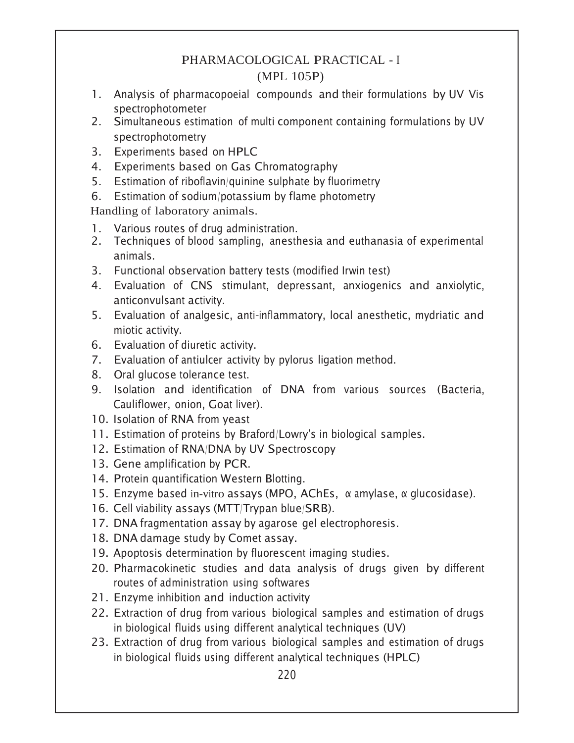# PHARMACOLOGICAL PRACTICAL - I

## (MPL 105P)

1. Analysis of pharmacopoeial compounds and their formulations by UV Vis spectrophotometer
2. Simultaneous estimation of multi component containing formulations by UV spectrophotometry
3. Experiments based on HPLC
4. Experiments based on Gas Chromatography
5. Estimation of riboflavin/quinine sulphate by fluorimetry
6. Estimation of sodium/potassium by flame photometry

Handling of laboratory animals.

1. Various routes of drug administration.
2. Techniques of blood sampling, anesthesia and euthanasia of experimental animals.
3. Functional observation battery tests (modified Irwin test)
4. Evaluation of CNS stimulant, depressant, anxiogenics and anxiolytic, anticonvulsant activity.
5. Evaluation of analgesic, anti-inflammatory, local anesthetic, mydriatic and miotic activity.
6. Evaluation of diuretic activity.
7. Evaluation of antiulcer activity by pylorus ligation method.
8. Oral glucose tolerance test.
9. Isolation and identification of DNA from various sources (Bacteria, Cauliflower, onion, Goat liver).
10. Isolation of RNA from yeast
11. Estimation of proteins by Braford/Lowry's in biological samples.
12. Estimation of RNA/DNA by UV Spectroscopy
13. Gene amplification by PCR.
14. Protein quantification Western Blotting.
15. Enzyme based in-vitro assays (MPO, AChEs, α amylase, α glucosidase).
16. Cell viability assays (MTT/Trypan blue/SRB).
17. DNA fragmentation assay by agarose gel electrophoresis.
18. DNA damage study by Comet assay.
19. Apoptosis determination by fluorescent imaging studies.
20. Pharmacokinetic studies and data analysis of drugs given by different routes of administration using softwares
21. Enzyme inhibition and induction activity
22. Extraction of drug from various biological samples and estimation of drugs in biological fluids using different analytical techniques (UV)
23. Extraction of drug from various biological samples and estimation of drugs in biological fluids using different analytical techniques (HPLC)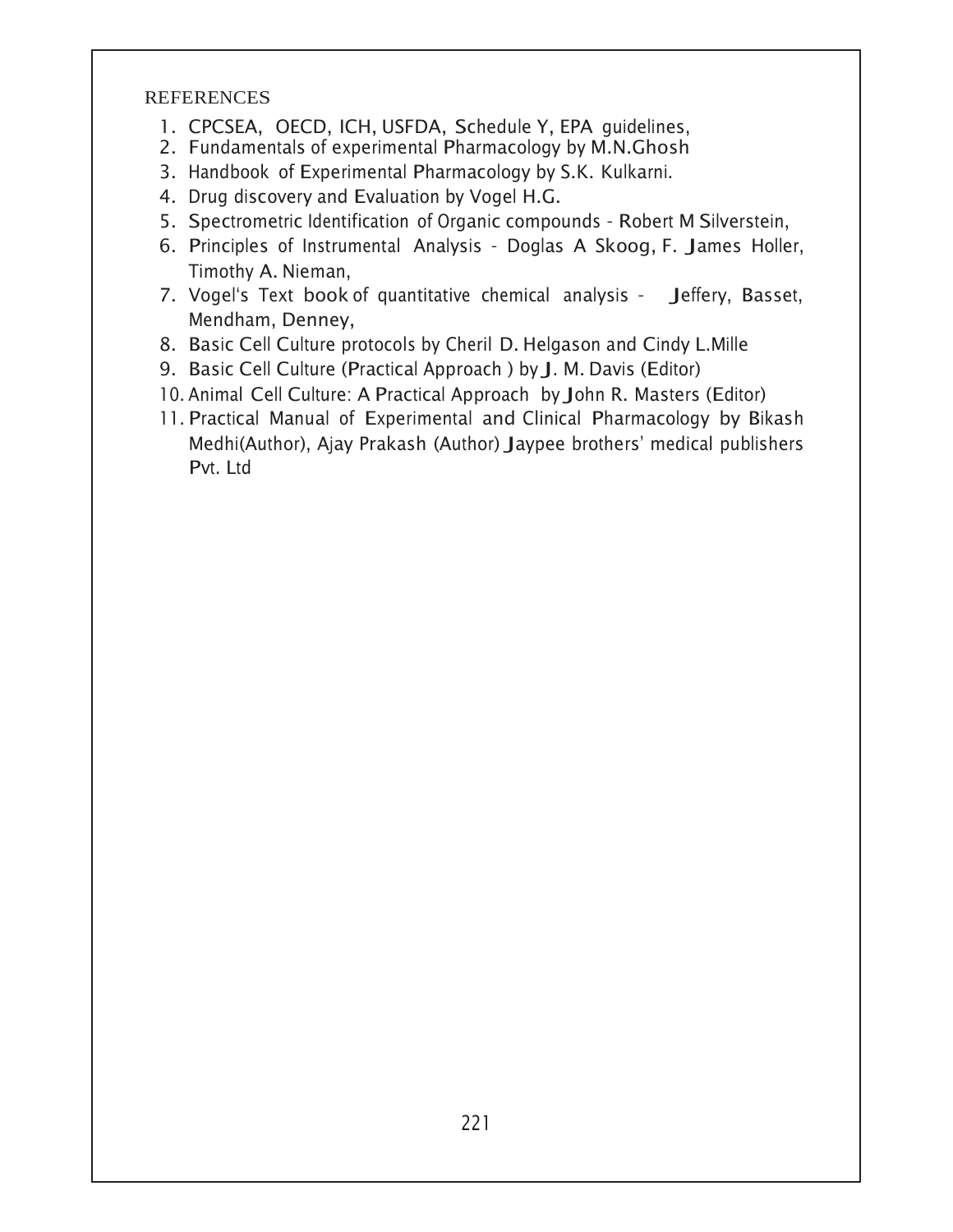REFERENCES

1. CPCSEA, OECD, ICH, USFDA, Schedule Y, EPA guidelines,
2. Fundamentals of experimental Pharmacology by M.N.Ghosh
3. Handbook of Experimental Pharmacology by S.K. Kulkarni.
4. Drug discovery and Evaluation by Vogel H.G.
5. Spectrometric Identification of Organic compounds - Robert M Silverstein,
6. Principles of Instrumental Analysis - Doglas A Skoog, F. James Holler, Timothy A. Nieman,
7. Vogel's Text book of quantitative chemical analysis - Jeffery, Basset, Mendham, Denney,
8. Basic Cell Culture protocols by Cheril D. Helgason and Cindy L.Mille
9. Basic Cell Culture (Practical Approach ) by J. M. Davis (Editor)
10. Animal Cell Culture: A Practical Approach by John R. Masters (Editor)
11. Practical Manual of Experimental and Clinical Pharmacology by Bikash Medhi(Author), Ajay Prakash (Author) Jaypee brothers' medical publishers Pvt. Ltd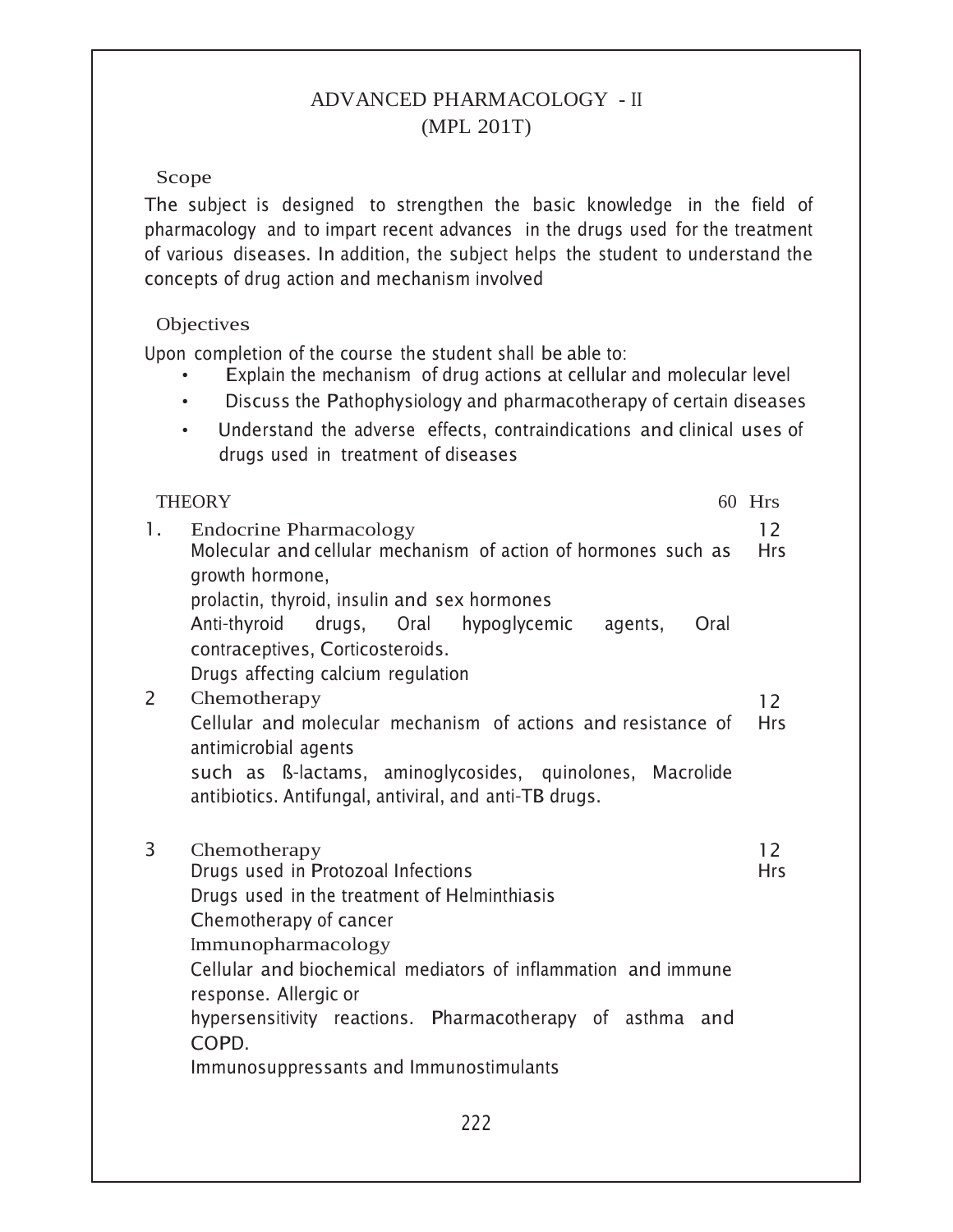# ADVANCED PHARMACOLOGY - II
## (MPL 201T)

### Scope

The subject is designed to strengthen the basic knowledge in the field of pharmacology and to impart recent advances in the drugs used for the treatment of various diseases. In addition, the subject helps the student to understand the concepts of drug action and mechanism involved

### Objectives

Upon completion of the course the student shall be able to:

- Explain the mechanism of drug actions at cellular and molecular level
- Discuss the Pathophysiology and pharmacotherapy of certain diseases
- Understand the adverse effects, contraindications and clinical uses of drugs used in treatment of diseases

| | THEORY | 60 Hrs |
|---|---|---|
| 1. | **Endocrine Pharmacology**<br>Molecular and cellular mechanism of action of hormones such as growth hormone,<br>prolactin, thyroid, insulin and sex hormones<br>Anti-thyroid drugs, Oral hypoglycemic agents, Oral contraceptives, Corticosteroids.<br>Drugs affecting calcium regulation | 12 Hrs |
| 2 | **Chemotherapy**<br>Cellular and molecular mechanism of actions and resistance of antimicrobial agents<br>such as ß-lactams, aminoglycosides, quinolones, Macrolide antibiotics. Antifungal, antiviral, and anti-TB drugs. | 12 Hrs |
| 3 | **Chemotherapy**<br>Drugs used in Protozoal Infections<br>Drugs used in the treatment of Helminthiasis<br>Chemotherapy of cancer<br>**Immunopharmacology**<br>Cellular and biochemical mediators of inflammation and immune response. Allergic or<br>hypersensitivity reactions. Pharmacotherapy of asthma and COPD.<br>Immunosuppressants and Immunostimulants | 12 Hrs |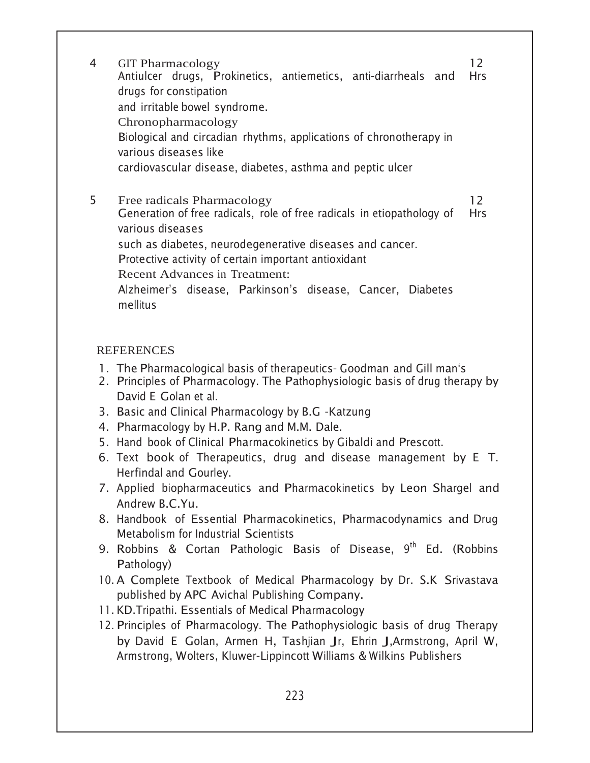| | | |
|---|---|---|
| 4 | GIT Pharmacology<br>Antiulcer drugs, Prokinetics, antiemetics, anti-diarrheals and drugs for constipation<br>and irritable bowel syndrome.<br>Chronopharmacology<br>Biological and circadian rhythms, applications of chronotherapy in various diseases like<br>cardiovascular disease, diabetes, asthma and peptic ulcer | 12 Hrs |
| 5 | Free radicals Pharmacology<br>Generation of free radicals, role of free radicals in etiopathology of various diseases<br>such as diabetes, neurodegenerative diseases and cancer.<br>Protective activity of certain important antioxidant<br>Recent Advances in Treatment:<br>Alzheimer's disease, Parkinson's disease, Cancer, Diabetes mellitus | 12 Hrs |

## REFERENCES

1. The Pharmacological basis of therapeutics- Goodman and Gill man's
2. Principles of Pharmacology. The Pathophysiologic basis of drug therapy by David E Golan et al.
3. Basic and Clinical Pharmacology by B.G -Katzung
4. Pharmacology by H.P. Rang and M.M. Dale.
5. Hand book of Clinical Pharmacokinetics by Gibaldi and Prescott.
6. Text book of Therapeutics, drug and disease management by E T. Herfindal and Gourley.
7. Applied biopharmaceutics and Pharmacokinetics by Leon Shargel and Andrew B.C.Yu.
8. Handbook of Essential Pharmacokinetics, Pharmacodynamics and Drug Metabolism for Industrial Scientists
9. Robbins & Cortan Pathologic Basis of Disease, 9th Ed. (Robbins Pathology)
10. A Complete Textbook of Medical Pharmacology by Dr. S.K Srivastava published by APC Avichal Publishing Company.
11. KD.Tripathi. Essentials of Medical Pharmacology
12. Principles of Pharmacology. The Pathophysiologic basis of drug Therapy by David E Golan, Armen H, Tashjian Jr, Ehrin J,Armstrong, April W, Armstrong, Wolters, Kluwer-Lippincott Williams & Wilkins Publishers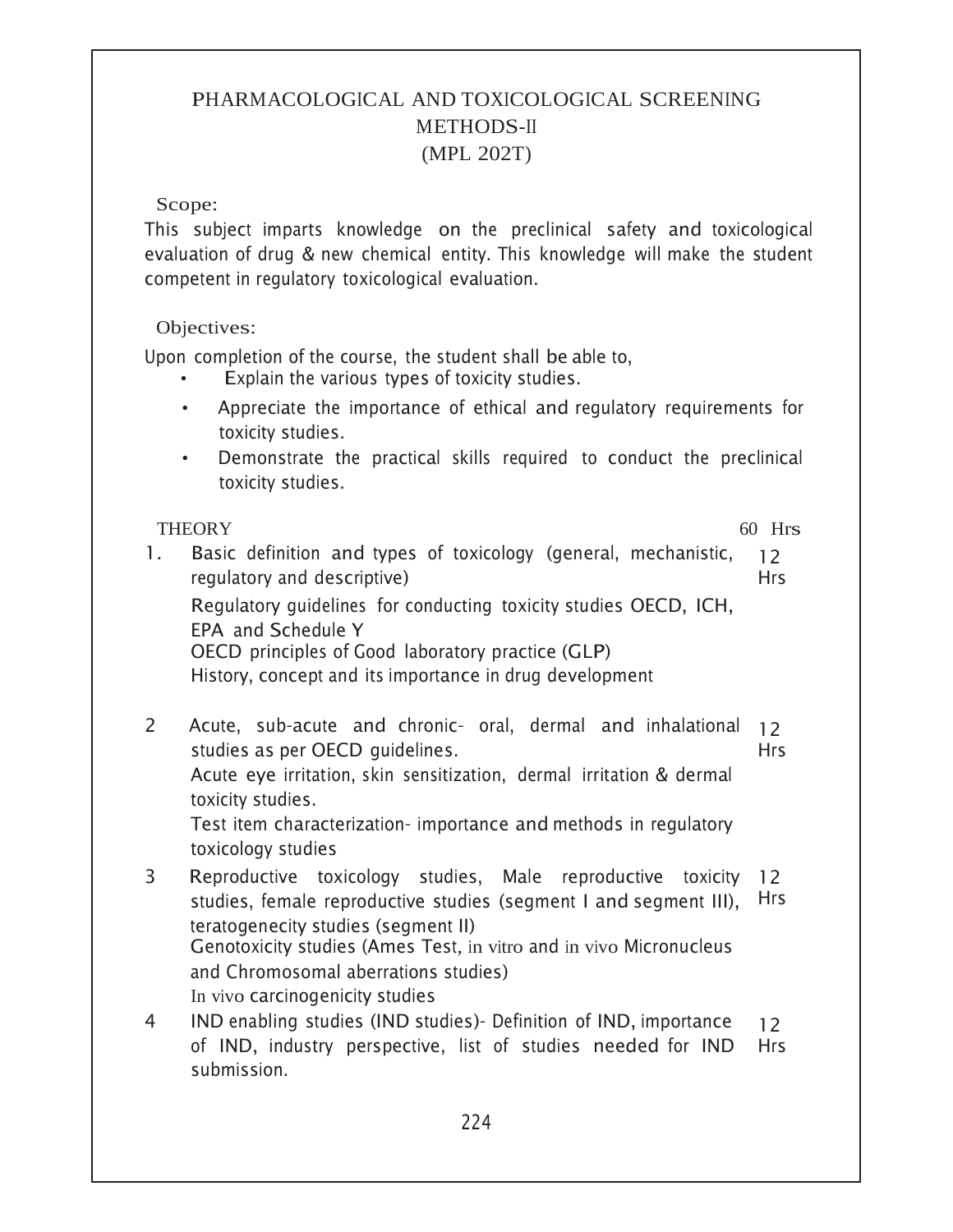# PHARMACOLOGICAL AND TOXICOLOGICAL SCREENING METHODS-II (MPL 202T)

## Scope:

This subject imparts knowledge on the preclinical safety and toxicological evaluation of drug & new chemical entity. This knowledge will make the student competent in regulatory toxicological evaluation.

## Objectives:

Upon completion of the course, the student shall be able to,

- Explain the various types of toxicity studies.
- Appreciate the importance of ethical and regulatory requirements for toxicity studies.
- Demonstrate the practical skills required to conduct the preclinical toxicity studies.

## THEORY — 60 Hrs

| | | |
|---|---|---|
| 1. | Basic definition and types of toxicology (general, mechanistic, regulatory and descriptive)<br>Regulatory guidelines for conducting toxicity studies OECD, ICH, EPA and Schedule Y<br>OECD principles of Good laboratory practice (GLP)<br>History, concept and its importance in drug development | 12 Hrs |
| 2 | Acute, sub-acute and chronic- oral, dermal and inhalational studies as per OECD guidelines.<br>Acute eye irritation, skin sensitization, dermal irritation & dermal toxicity studies.<br>Test item characterization- importance and methods in regulatory toxicology studies | 12 Hrs |
| 3 | Reproductive toxicology studies, Male reproductive toxicity studies, female reproductive studies (segment I and segment III), teratogenecity studies (segment II)<br>Genotoxicity studies (Ames Test, in vitro and in vivo Micronucleus and Chromosomal aberrations studies)<br>In vivo carcinogenicity studies | 12 Hrs |
| 4 | IND enabling studies (IND studies)- Definition of IND, importance of IND, industry perspective, list of studies needed for IND submission. | 12 Hrs |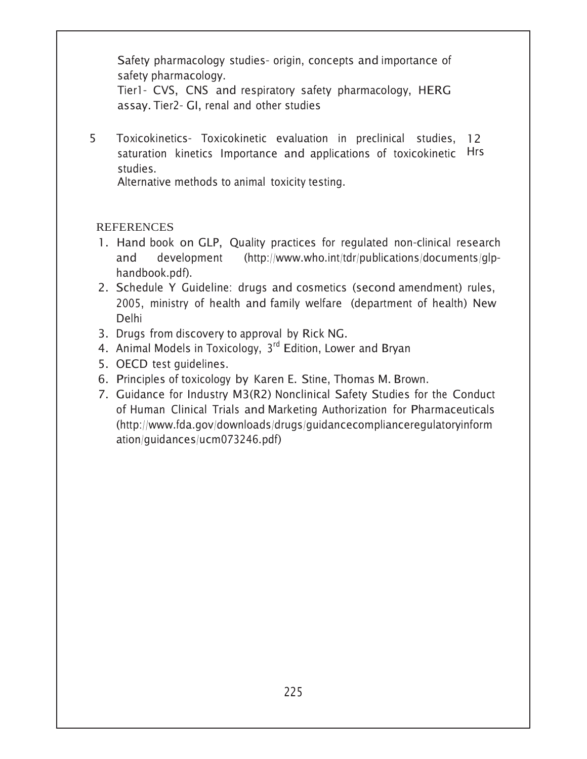Safety pharmacology studies- origin, concepts and importance of safety pharmacology.
Tier1- CVS, CNS and respiratory safety pharmacology, HERG assay. Tier2- GI, renal and other studies

| | | |
|---|---|---|
| 5 | Toxicokinetics- Toxicokinetic evaluation in preclinical studies, saturation kinetics Importance and applications of toxicokinetic studies.<br>Alternative methods to animal toxicity testing. | 12 Hrs |

REFERENCES

1. Hand book on GLP, Quality practices for regulated non-clinical research and development (http://www.who.int/tdr/publications/documents/glp-handbook.pdf).
2. Schedule Y Guideline: drugs and cosmetics (second amendment) rules, 2005, ministry of health and family welfare (department of health) New Delhi
3. Drugs from discovery to approval by Rick NG.
4. Animal Models in Toxicology, 3rd Edition, Lower and Bryan
5. OECD test guidelines.
6. Principles of toxicology by Karen E. Stine, Thomas M. Brown.
7. Guidance for Industry M3(R2) Nonclinical Safety Studies for the Conduct of Human Clinical Trials and Marketing Authorization for Pharmaceuticals (http://www.fda.gov/downloads/drugs/guidancecomplianceregulatoryinformation/guidances/ucm073246.pdf)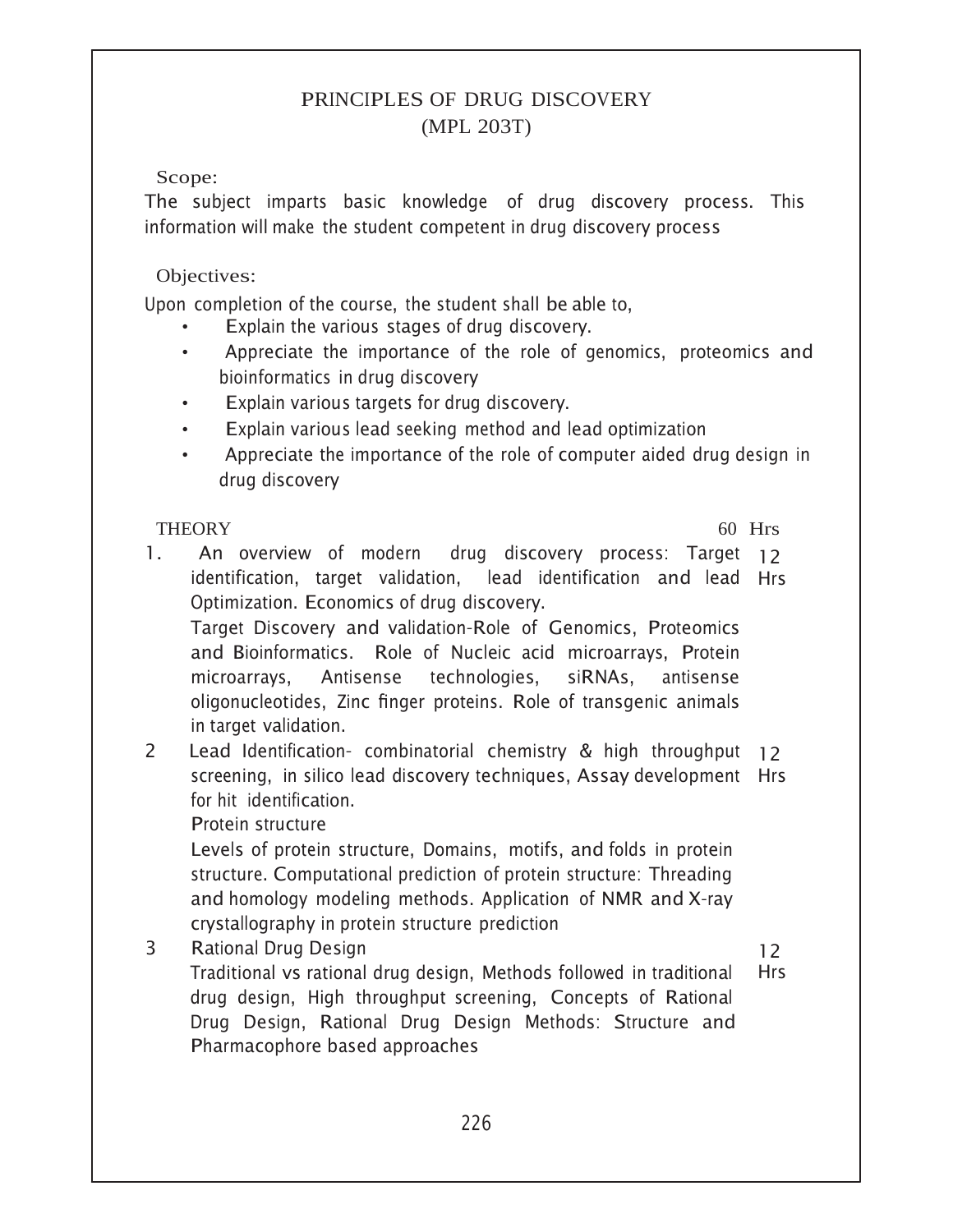# PRINCIPLES OF DRUG DISCOVERY
## (MPL 203T)

**Scope:**

The subject imparts basic knowledge of drug discovery process. This information will make the student competent in drug discovery process

**Objectives:**

Upon completion of the course, the student shall be able to,

- Explain the various stages of drug discovery.
- Appreciate the importance of the role of genomics, proteomics and bioinformatics in drug discovery
- Explain various targets for drug discovery.
- Explain various lead seeking method and lead optimization
- Appreciate the importance of the role of computer aided drug design in drug discovery

| THEORY | | 60 Hrs |
|---|---|---|
| 1. | An overview of modern drug discovery process: Target identification, target validation, lead identification and lead Optimization. Economics of drug discovery.<br>Target Discovery and validation-Role of Genomics, Proteomics and Bioinformatics. Role of Nucleic acid microarrays, Protein microarrays, Antisense technologies, siRNAs, antisense oligonucleotides, Zinc finger proteins. Role of transgenic animals in target validation. | 12 Hrs |
| 2 | Lead Identification- combinatorial chemistry & high throughput screening, in silico lead discovery techniques, Assay development for hit identification.<br>Protein structure<br>Levels of protein structure, Domains, motifs, and folds in protein structure. Computational prediction of protein structure: Threading and homology modeling methods. Application of NMR and X-ray crystallography in protein structure prediction | 12 Hrs |
| 3 | Rational Drug Design<br>Traditional vs rational drug design, Methods followed in traditional drug design, High throughput screening, Concepts of Rational Drug Design, Rational Drug Design Methods: Structure and Pharmacophore based approaches | 12 Hrs |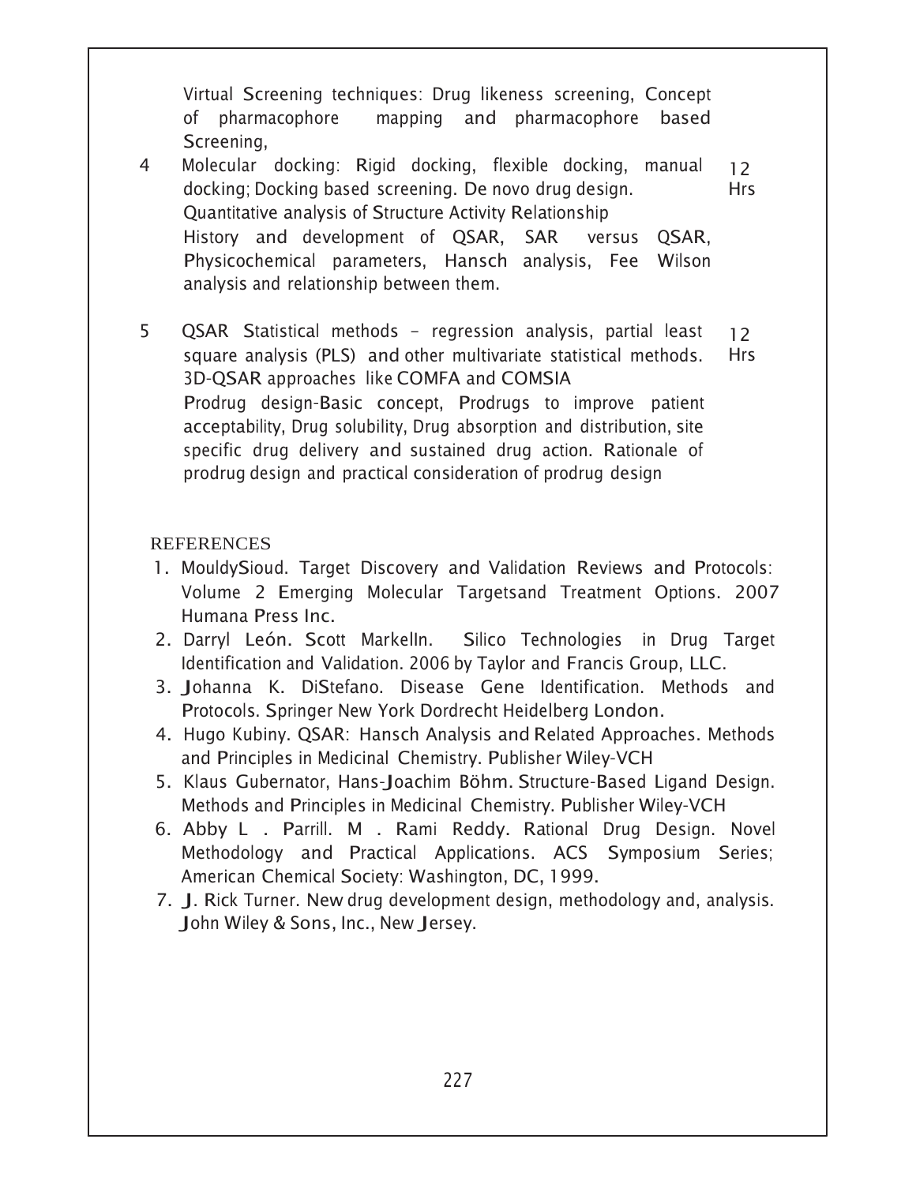| | | |
|---|---|---|
| | Virtual Screening techniques: Drug likeness screening, Concept of pharmacophore mapping and pharmacophore based Screening, | |
| 4 | Molecular docking: Rigid docking, flexible docking, manual docking; Docking based screening. De novo drug design.<br>Quantitative analysis of Structure Activity Relationship<br>History and development of QSAR, SAR versus QSAR, Physicochemical parameters, Hansch analysis, Fee Wilson analysis and relationship between them. | 12 Hrs |
| 5 | QSAR Statistical methods – regression analysis, partial least square analysis (PLS) and other multivariate statistical methods. 3D-QSAR approaches like COMFA and COMSIA<br>Prodrug design-Basic concept, Prodrugs to improve patient acceptability, Drug solubility, Drug absorption and distribution, site specific drug delivery and sustained drug action. Rationale of prodrug design and practical consideration of prodrug design | 12 Hrs |

REFERENCES

1. MouldySioud. Target Discovery and Validation Reviews and Protocols: Volume 2 Emerging Molecular Targetsand Treatment Options. 2007 Humana Press Inc.
2. Darryl León. Scott MarkelIn. Silico Technologies in Drug Target Identification and Validation. 2006 by Taylor and Francis Group, LLC.
3. Johanna K. DiStefano. Disease Gene Identification. Methods and Protocols. Springer New York Dordrecht Heidelberg London.
4. Hugo Kubiny. QSAR: Hansch Analysis and Related Approaches. Methods and Principles in Medicinal Chemistry. Publisher Wiley-VCH
5. Klaus Gubernator, Hans-Joachim Böhm. Structure-Based Ligand Design. Methods and Principles in Medicinal Chemistry. Publisher Wiley-VCH
6. Abby L . Parrill. M . Rami Reddy. Rational Drug Design. Novel Methodology and Practical Applications. ACS Symposium Series; American Chemical Society: Washington, DC, 1999.
7. J. Rick Turner. New drug development design, methodology and, analysis. John Wiley & Sons, Inc., New Jersey.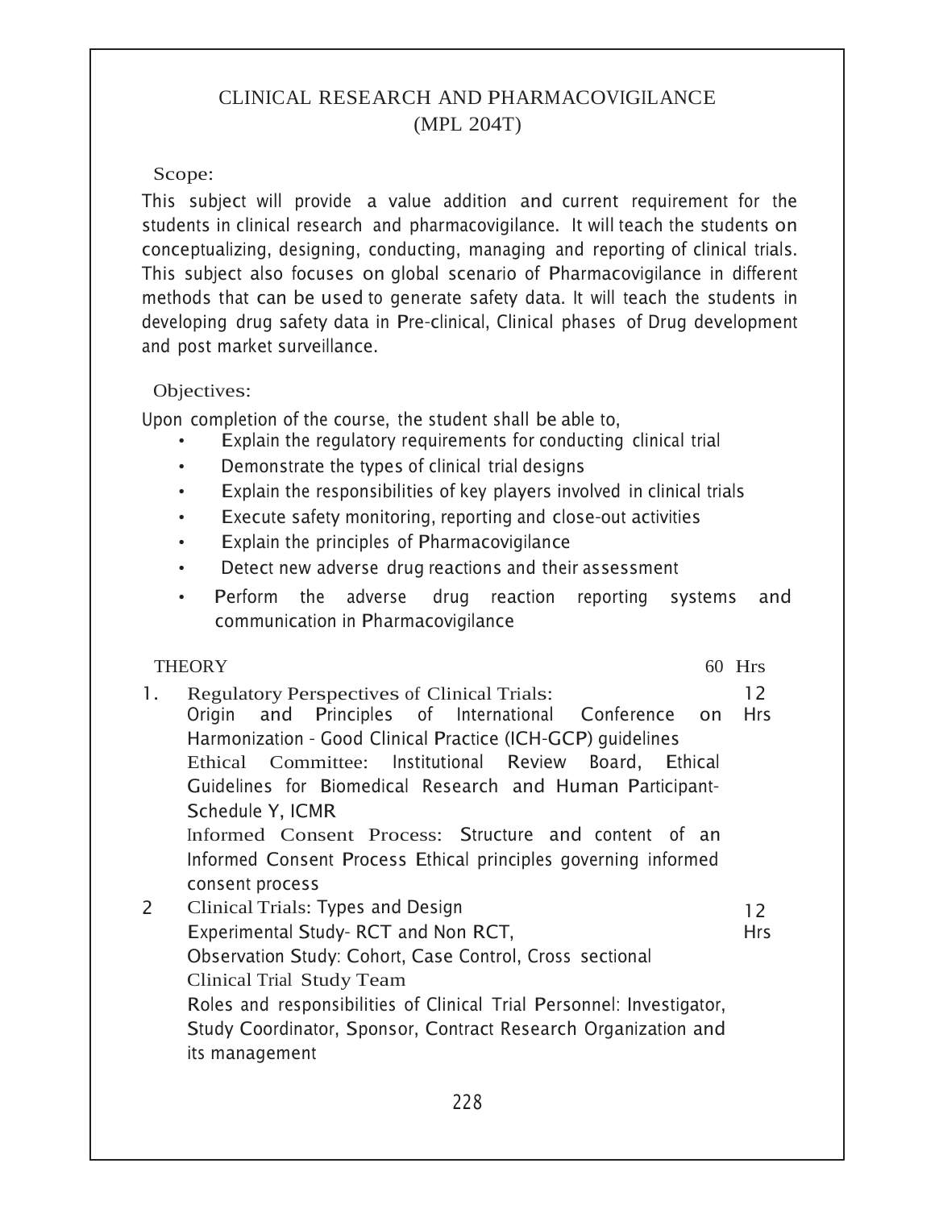# CLINICAL RESEARCH AND PHARMACOVIGILANCE (MPL 204T)

**Scope:**

This subject will provide a value addition and current requirement for the students in clinical research and pharmacovigilance. It will teach the students on conceptualizing, designing, conducting, managing and reporting of clinical trials. This subject also focuses on global scenario of Pharmacovigilance in different methods that can be used to generate safety data. It will teach the students in developing drug safety data in Pre-clinical, Clinical phases of Drug development and post market surveillance.

**Objectives:**

Upon completion of the course, the student shall be able to,

- Explain the regulatory requirements for conducting clinical trial
- Demonstrate the types of clinical trial designs
- Explain the responsibilities of key players involved in clinical trials
- Execute safety monitoring, reporting and close-out activities
- Explain the principles of Pharmacovigilance
- Detect new adverse drug reactions and their assessment
- Perform the adverse drug reaction reporting systems and communication in Pharmacovigilance

| THEORY | | 60 Hrs |
|---|---|---|
| 1. | Regulatory Perspectives of Clinical Trials:<br>Origin and Principles of International Conference on Harmonization - Good Clinical Practice (ICH-GCP) guidelines<br>Ethical Committee: Institutional Review Board, Ethical Guidelines for Biomedical Research and Human Participant-Schedule Y, ICMR<br>Informed Consent Process: Structure and content of an Informed Consent Process Ethical principles governing informed consent process | 12 Hrs |
| 2 | Clinical Trials: Types and Design<br>Experimental Study- RCT and Non RCT,<br>Observation Study: Cohort, Case Control, Cross sectional<br>Clinical Trial Study Team<br>Roles and responsibilities of Clinical Trial Personnel: Investigator, Study Coordinator, Sponsor, Contract Research Organization and its management | 12 Hrs |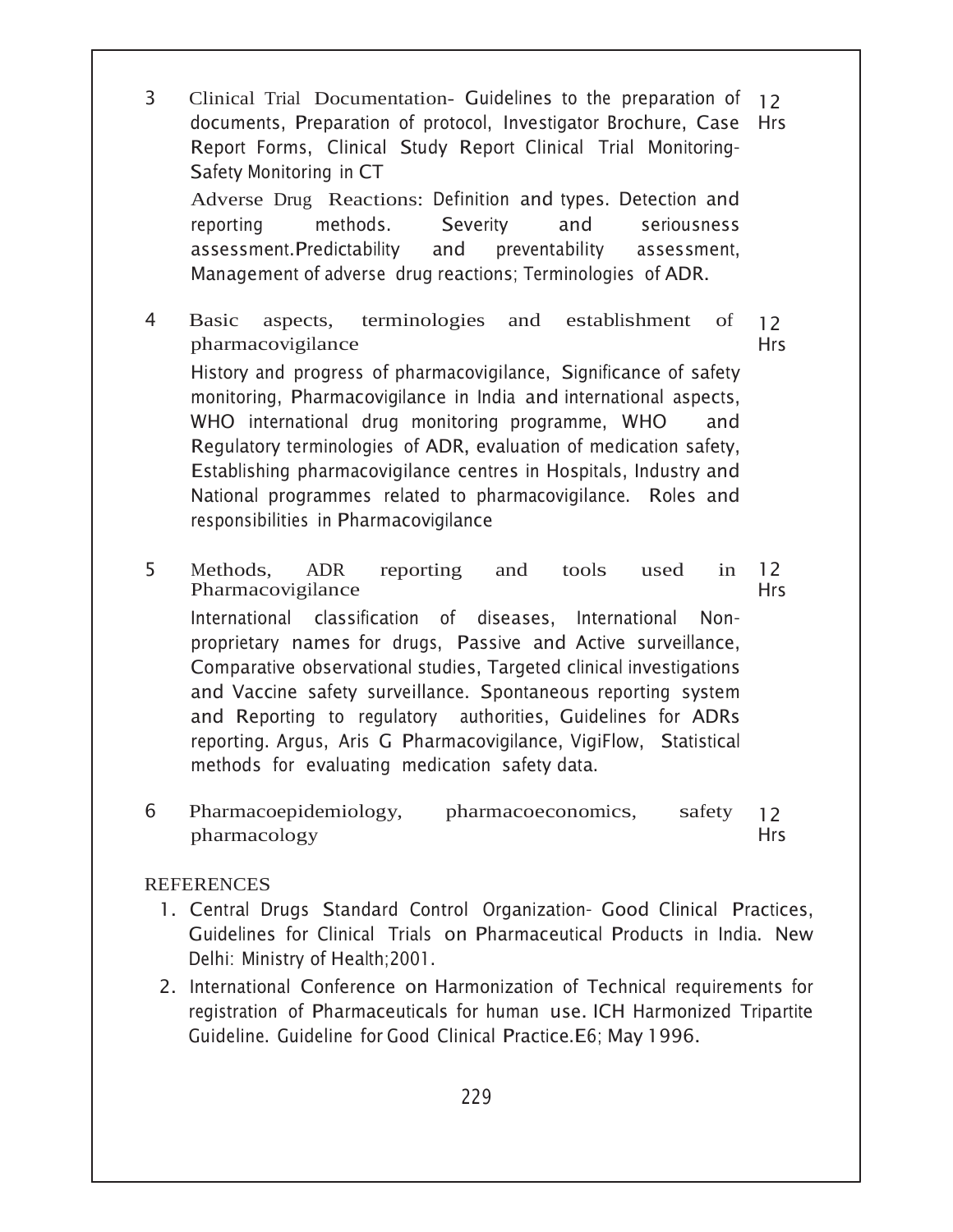| | | |
|---|---|---|
| 3 | Clinical Trial Documentation- Guidelines to the preparation of documents, Preparation of protocol, Investigator Brochure, Case Report Forms, Clinical Study Report Clinical Trial Monitoring-Safety Monitoring in CT<br><br>Adverse Drug Reactions: Definition and types. Detection and reporting methods. Severity and seriousness assessment.Predictability and preventability assessment, Management of adverse drug reactions; Terminologies of ADR. | 12 Hrs |
| 4 | Basic aspects, terminologies and establishment of pharmacovigilance<br><br>History and progress of pharmacovigilance, Significance of safety monitoring, Pharmacovigilance in India and international aspects, WHO international drug monitoring programme, WHO and Regulatory terminologies of ADR, evaluation of medication safety, Establishing pharmacovigilance centres in Hospitals, Industry and National programmes related to pharmacovigilance. Roles and responsibilities in Pharmacovigilance | 12 Hrs |
| 5 | Methods, ADR reporting and tools used in Pharmacovigilance<br><br>International classification of diseases, International Non-proprietary names for drugs, Passive and Active surveillance, Comparative observational studies, Targeted clinical investigations and Vaccine safety surveillance. Spontaneous reporting system and Reporting to regulatory authorities, Guidelines for ADRs reporting. Argus, Aris G Pharmacovigilance, VigiFlow, Statistical methods for evaluating medication safety data. | 12 Hrs |
| 6 | Pharmacoepidemiology, pharmacoeconomics, safety pharmacology | 12 Hrs |

REFERENCES

1. Central Drugs Standard Control Organization- Good Clinical Practices, Guidelines for Clinical Trials on Pharmaceutical Products in India. New Delhi: Ministry of Health;2001.
2. International Conference on Harmonization of Technical requirements for registration of Pharmaceuticals for human use. ICH Harmonized Tripartite Guideline. Guideline for Good Clinical Practice.E6; May 1996.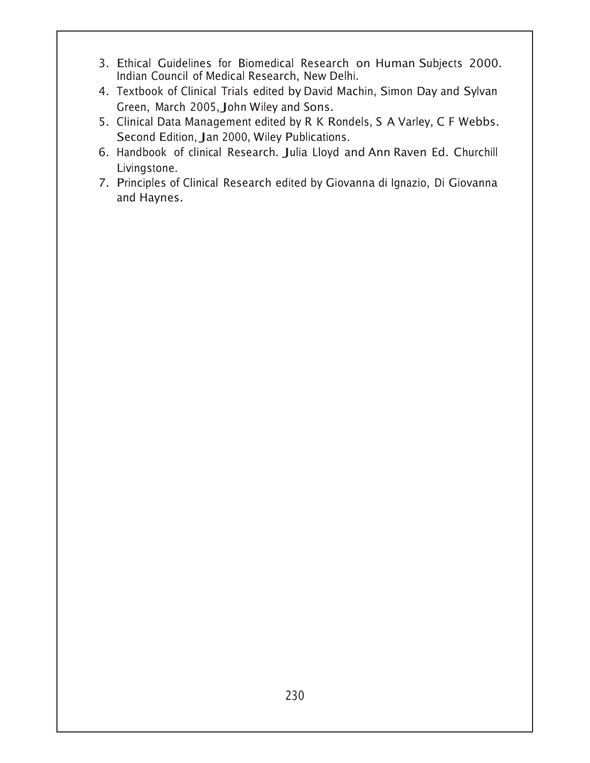3. Ethical Guidelines for Biomedical Research on Human Subjects 2000. Indian Council of Medical Research, New Delhi.
4. Textbook of Clinical Trials edited by David Machin, Simon Day and Sylvan Green, March 2005, John Wiley and Sons.
5. Clinical Data Management edited by R K Rondels, S A Varley, C F Webbs. Second Edition, Jan 2000, Wiley Publications.
6. Handbook of clinical Research. Julia Lloyd and Ann Raven Ed. Churchill Livingstone.
7. Principles of Clinical Research edited by Giovanna di Ignazio, Di Giovanna and Haynes.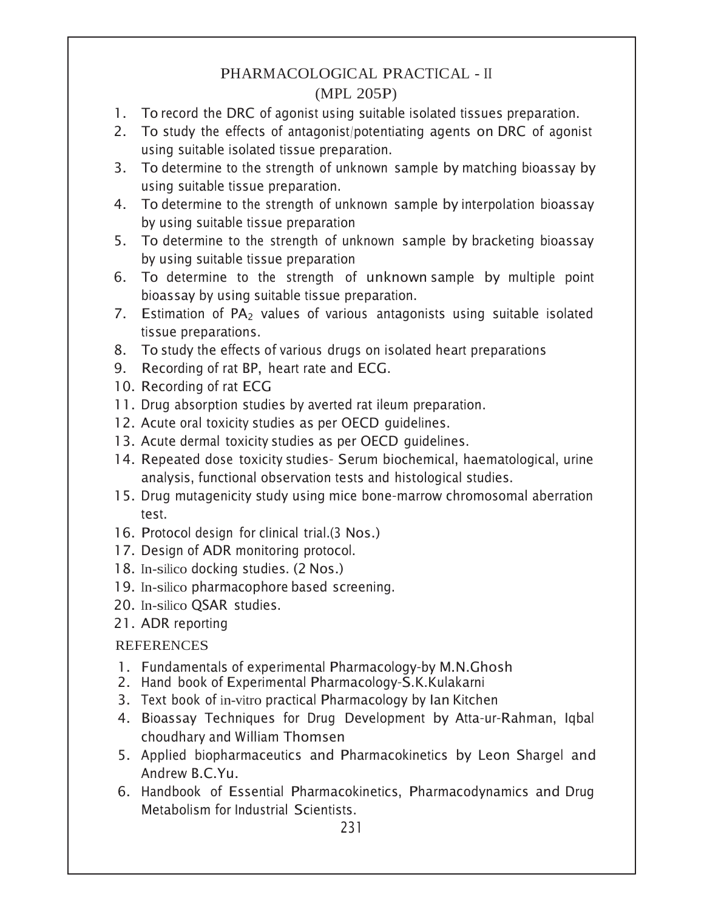# PHARMACOLOGICAL PRACTICAL - II
## (MPL 205P)

1. To record the DRC of agonist using suitable isolated tissues preparation.
2. To study the effects of antagonist/potentiating agents on DRC of agonist using suitable isolated tissue preparation.
3. To determine to the strength of unknown sample by matching bioassay by using suitable tissue preparation.
4. To determine to the strength of unknown sample by interpolation bioassay by using suitable tissue preparation
5. To determine to the strength of unknown sample by bracketing bioassay by using suitable tissue preparation
6. To determine to the strength of unknown sample by multiple point bioassay by using suitable tissue preparation.
7. Estimation of $PA_2$ values of various antagonists using suitable isolated tissue preparations.
8. To study the effects of various drugs on isolated heart preparations
9. Recording of rat BP, heart rate and ECG.
10. Recording of rat ECG
11. Drug absorption studies by averted rat ileum preparation.
12. Acute oral toxicity studies as per OECD guidelines.
13. Acute dermal toxicity studies as per OECD guidelines.
14. Repeated dose toxicity studies- Serum biochemical, haematological, urine analysis, functional observation tests and histological studies.
15. Drug mutagenicity study using mice bone-marrow chromosomal aberration test.
16. Protocol design for clinical trial.(3 Nos.)
17. Design of ADR monitoring protocol.
18. In-silico docking studies. (2 Nos.)
19. In-silico pharmacophore based screening.
20. In-silico QSAR studies.
21. ADR reporting

REFERENCES

1. Fundamentals of experimental Pharmacology-by M.N.Ghosh
2. Hand book of Experimental Pharmacology-S.K.Kulakarni
3. Text book of in-vitro practical Pharmacology by Ian Kitchen
4. Bioassay Techniques for Drug Development by Atta-ur-Rahman, Iqbal choudhary and William Thomsen
5. Applied biopharmaceutics and Pharmacokinetics by Leon Shargel and Andrew B.C.Yu.
6. Handbook of Essential Pharmacokinetics, Pharmacodynamics and Drug Metabolism for Industrial Scientists.